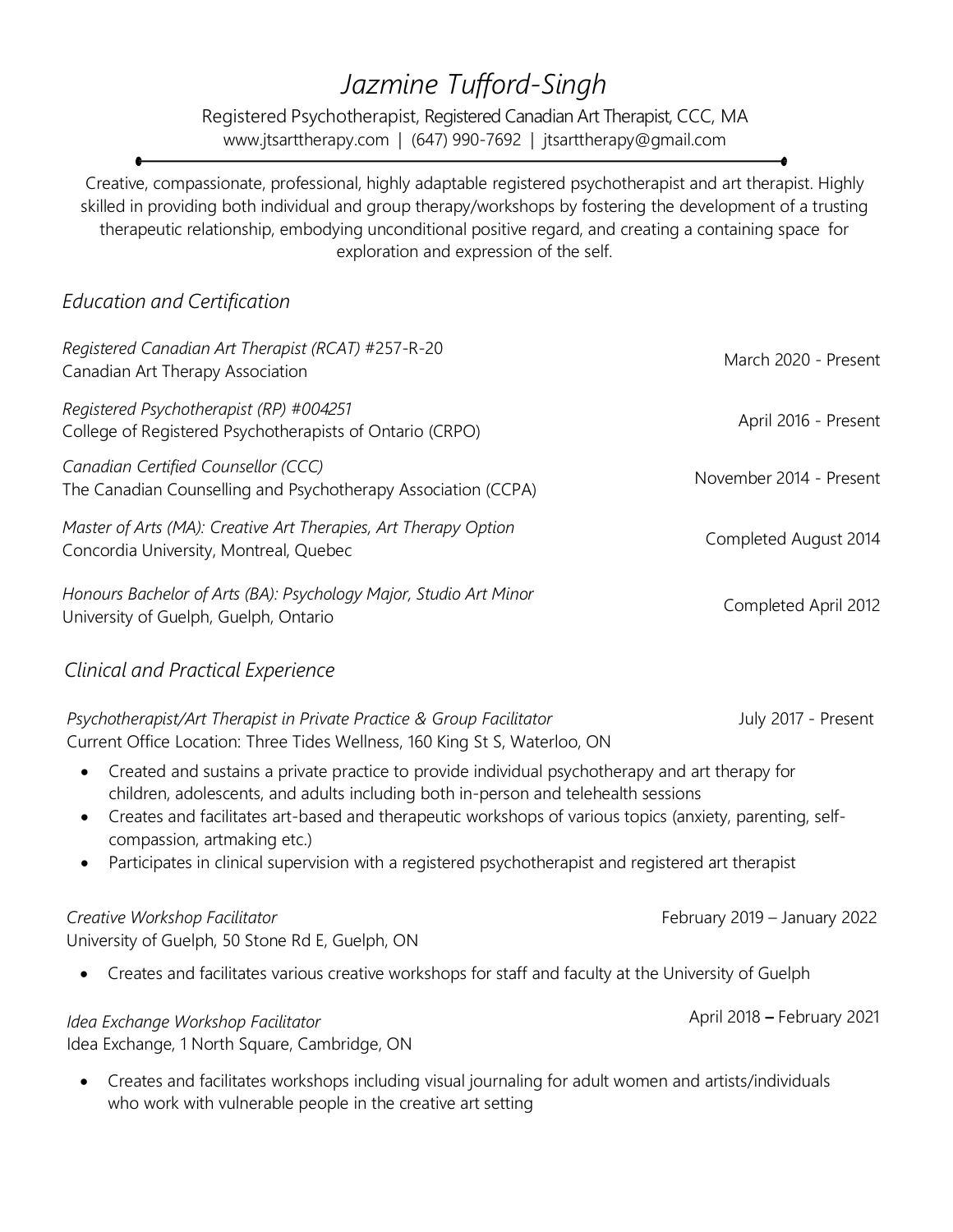# *Jazmine Tufford-Singh*

Registered Psychotherapist, Registered Canadian Art Therapist, CCC, MA

www.jtsarttherapy.com | (647) 990-7692 | jtsarttherapy@gmail.com

---

Creative, compassionate, professional, highly adaptable registered psychotherapist and art therapist. Highly skilled in providing both individual and group therapy/workshops by fostering the development of a trusting therapeutic relationship, embodying unconditional positive regard, and creating a containing space for exploration and expression of the self.

## *Education and Certification*

*Registered Canadian Art Therapist (RCAT)* #257-R-20
Canadian Art Therapy Association — March 2020 - Present

*Registered Psychotherapist (RP) #004251*
College of Registered Psychotherapists of Ontario (CRPO) — April 2016 - Present

*Canadian Certified Counsellor (CCC)*
The Canadian Counselling and Psychotherapy Association (CCPA) — November 2014 - Present

*Master of Arts (MA): Creative Art Therapies, Art Therapy Option*
Concordia University, Montreal, Quebec — Completed August 2014

*Honours Bachelor of Arts (BA): Psychology Major, Studio Art Minor*
University of Guelph, Guelph, Ontario — Completed April 2012

## *Clinical and Practical Experience*

*Psychotherapist/Art Therapist in Private Practice & Group Facilitator* — July 2017 - Present
Current Office Location: Three Tides Wellness, 160 King St S, Waterloo, ON

- Created and sustains a private practice to provide individual psychotherapy and art therapy for children, adolescents, and adults including both in-person and telehealth sessions
- Creates and facilitates art-based and therapeutic workshops of various topics (anxiety, parenting, self-compassion, artmaking etc.)
- Participates in clinical supervision with a registered psychotherapist and registered art therapist

*Creative Workshop Facilitator* — February 2019 – January 2022
University of Guelph, 50 Stone Rd E, Guelph, ON

- Creates and facilitates various creative workshops for staff and faculty at the University of Guelph

*Idea Exchange Workshop Facilitator* — April 2018 – February 2021
Idea Exchange, 1 North Square, Cambridge, ON

- Creates and facilitates workshops including visual journaling for adult women and artists/individuals who work with vulnerable people in the creative art setting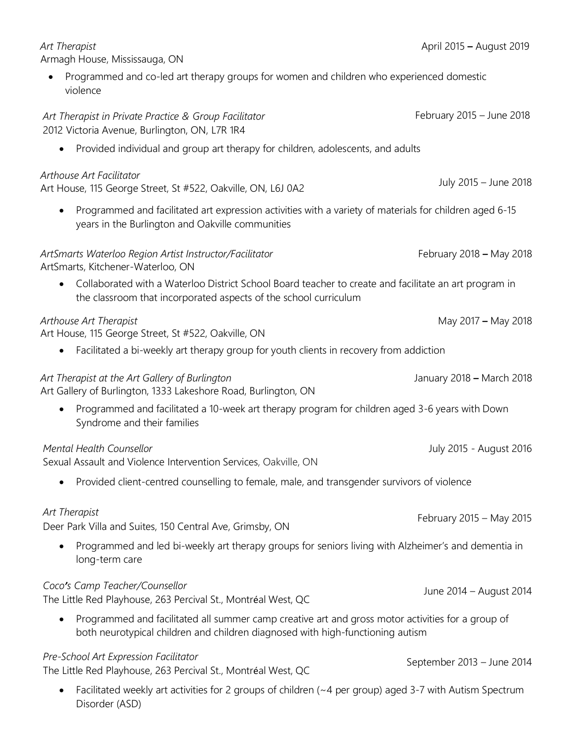*Art Therapist* April 2015 – August 2019
Armagh House, Mississauga, ON

- Programmed and co-led art therapy groups for women and children who experienced domestic violence

*Art Therapist in Private Practice & Group Facilitator* February 2015 – June 2018
2012 Victoria Avenue, Burlington, ON, L7R 1R4

- Provided individual and group art therapy for children, adolescents, and adults

*Arthouse Art Facilitator* July 2015 – June 2018
Art House, 115 George Street, St #522, Oakville, ON, L6J 0A2

- Programmed and facilitated art expression activities with a variety of materials for children aged 6-15 years in the Burlington and Oakville communities

*ArtSmarts Waterloo Region Artist Instructor/Facilitator* February 2018 – May 2018
ArtSmarts, Kitchener-Waterloo, ON

- Collaborated with a Waterloo District School Board teacher to create and facilitate an art program in the classroom that incorporated aspects of the school curriculum

*Arthouse Art Therapist* May 2017 – May 2018
Art House, 115 George Street, St #522, Oakville, ON

- Facilitated a bi-weekly art therapy group for youth clients in recovery from addiction

*Art Therapist at the Art Gallery of Burlington* January 2018 – March 2018
Art Gallery of Burlington, 1333 Lakeshore Road, Burlington, ON

- Programmed and facilitated a 10-week art therapy program for children aged 3-6 years with Down Syndrome and their families

*Mental Health Counsellor* July 2015 - August 2016
Sexual Assault and Violence Intervention Services, Oakville, ON

- Provided client-centred counselling to female, male, and transgender survivors of violence

*Art Therapist* February 2015 – May 2015
Deer Park Villa and Suites, 150 Central Ave, Grimsby, ON

- Programmed and led bi-weekly art therapy groups for seniors living with Alzheimer's and dementia in long-term care

*Coco's Camp Teacher/Counsellor* June 2014 – August 2014
The Little Red Playhouse, 263 Percival St., Montréal West, QC

- Programmed and facilitated all summer camp creative art and gross motor activities for a group of both neurotypical children and children diagnosed with high-functioning autism

*Pre-School Art Expression Facilitator* September 2013 – June 2014
The Little Red Playhouse, 263 Percival St., Montréal West, QC

- Facilitated weekly art activities for 2 groups of children (~4 per group) aged 3-7 with Autism Spectrum Disorder (ASD)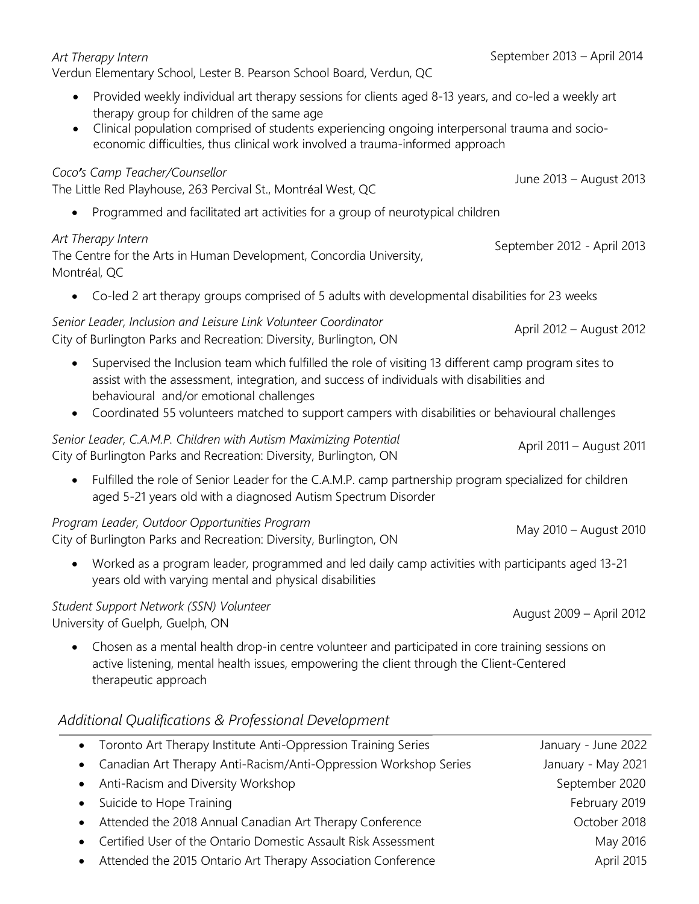*Art Therapy Intern* — September 2013 – April 2014
Verdun Elementary School, Lester B. Pearson School Board, Verdun, QC

- Provided weekly individual art therapy sessions for clients aged 8-13 years, and co-led a weekly art therapy group for children of the same age
- Clinical population comprised of students experiencing ongoing interpersonal trauma and socio-economic difficulties, thus clinical work involved a trauma-informed approach

*Coco's Camp Teacher/Counsellor* — June 2013 – August 2013
The Little Red Playhouse, 263 Percival St., Montréal West, QC

- Programmed and facilitated art activities for a group of neurotypical children

*Art Therapy Intern* — September 2012 - April 2013
The Centre for the Arts in Human Development, Concordia University, Montréal, QC

- Co-led 2 art therapy groups comprised of 5 adults with developmental disabilities for 23 weeks

*Senior Leader, Inclusion and Leisure Link Volunteer Coordinator* — April 2012 – August 2012
City of Burlington Parks and Recreation: Diversity, Burlington, ON

- Supervised the Inclusion team which fulfilled the role of visiting 13 different camp program sites to assist with the assessment, integration, and success of individuals with disabilities and behavioural and/or emotional challenges
- Coordinated 55 volunteers matched to support campers with disabilities or behavioural challenges

*Senior Leader, C.A.M.P. Children with Autism Maximizing Potential* — April 2011 – August 2011
City of Burlington Parks and Recreation: Diversity, Burlington, ON

- Fulfilled the role of Senior Leader for the C.A.M.P. camp partnership program specialized for children aged 5-21 years old with a diagnosed Autism Spectrum Disorder

*Program Leader, Outdoor Opportunities Program* — May 2010 – August 2010
City of Burlington Parks and Recreation: Diversity, Burlington, ON

- Worked as a program leader, programmed and led daily camp activities with participants aged 13-21 years old with varying mental and physical disabilities

*Student Support Network (SSN) Volunteer* — August 2009 – April 2012
University of Guelph, Guelph, ON

- Chosen as a mental health drop-in centre volunteer and participated in core training sessions on active listening, mental health issues, empowering the client through the Client-Centered therapeutic approach

## *Additional Qualifications & Professional Development*

- Toronto Art Therapy Institute Anti-Oppression Training Series — January - June 2022
- Canadian Art Therapy Anti-Racism/Anti-Oppression Workshop Series — January - May 2021
- Anti-Racism and Diversity Workshop — September 2020
- Suicide to Hope Training — February 2019
- Attended the 2018 Annual Canadian Art Therapy Conference — October 2018
- Certified User of the Ontario Domestic Assault Risk Assessment — May 2016
- Attended the 2015 Ontario Art Therapy Association Conference — April 2015